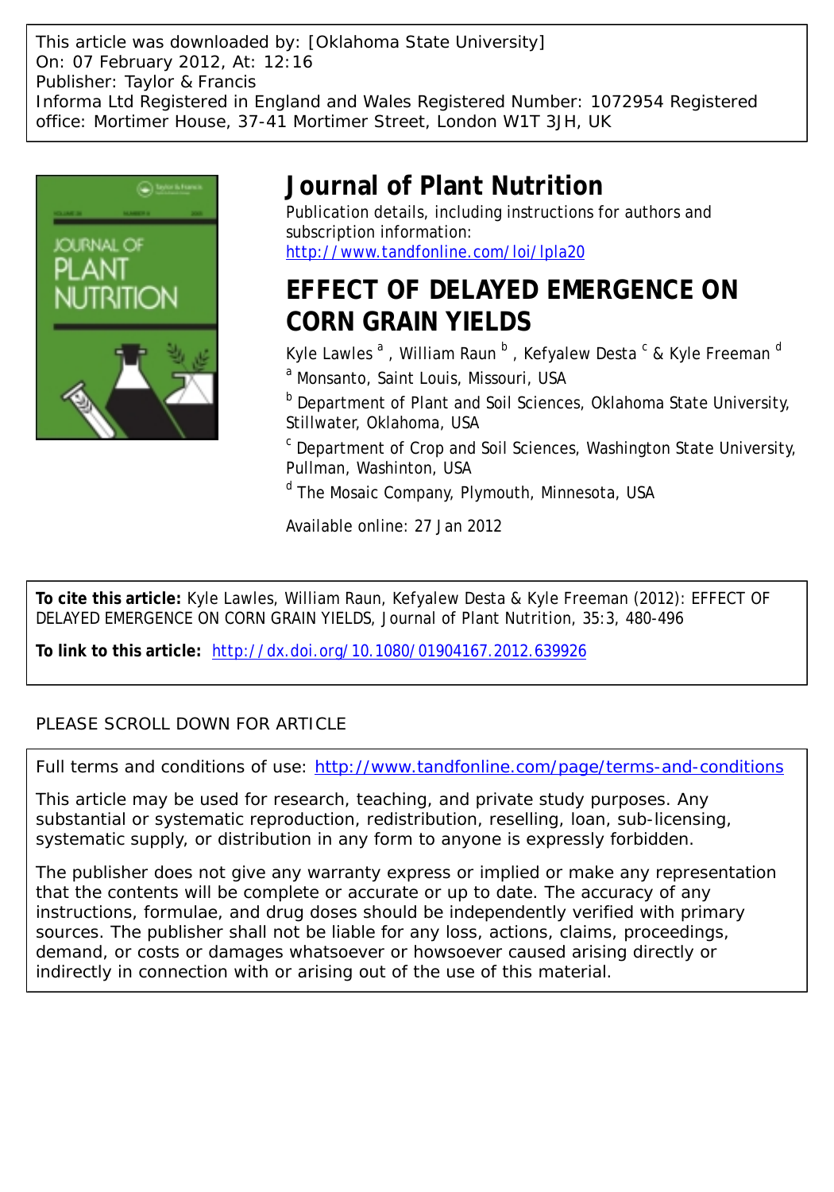This article was downloaded by: [Oklahoma State University]
On: 07 February 2012, At: 12:16
Publisher: Taylor & Francis
Informa Ltd Registered in England and Wales Registered Number: 1072954 Registered office: Mortimer House, 37-41 Mortimer Street, London W1T 3JH, UK

# Journal of Plant Nutrition

Publication details, including instructions for authors and subscription information:
http://www.tandfonline.com/loi/lpla20

# EFFECT OF DELAYED EMERGENCE ON CORN GRAIN YIELDS

Kyle Lawles [a] , William Raun [b] , Kefyalew Desta [c] & Kyle Freeman [d]

[a] Monsanto, Saint Louis, Missouri, USA

[b] Department of Plant and Soil Sciences, Oklahoma State University, Stillwater, Oklahoma, USA

[c] Department of Crop and Soil Sciences, Washington State University, Pullman, Washinton, USA

[d] The Mosaic Company, Plymouth, Minnesota, USA

Available online: 27 Jan 2012

**To cite this article:** Kyle Lawles, William Raun, Kefyalew Desta & Kyle Freeman (2012): EFFECT OF DELAYED EMERGENCE ON CORN GRAIN YIELDS, Journal of Plant Nutrition, 35:3, 480-496

**To link to this article:** http://dx.doi.org/10.1080/01904167.2012.639926

PLEASE SCROLL DOWN FOR ARTICLE

Full terms and conditions of use: http://www.tandfonline.com/page/terms-and-conditions

This article may be used for research, teaching, and private study purposes. Any substantial or systematic reproduction, redistribution, reselling, loan, sub-licensing, systematic supply, or distribution in any form to anyone is expressly forbidden.

The publisher does not give any warranty express or implied or make any representation that the contents will be complete or accurate or up to date. The accuracy of any instructions, formulae, and drug doses should be independently verified with primary sources. The publisher shall not be liable for any loss, actions, claims, proceedings, demand, or costs or damages whatsoever or howsoever caused arising directly or indirectly in connection with or arising out of the use of this material.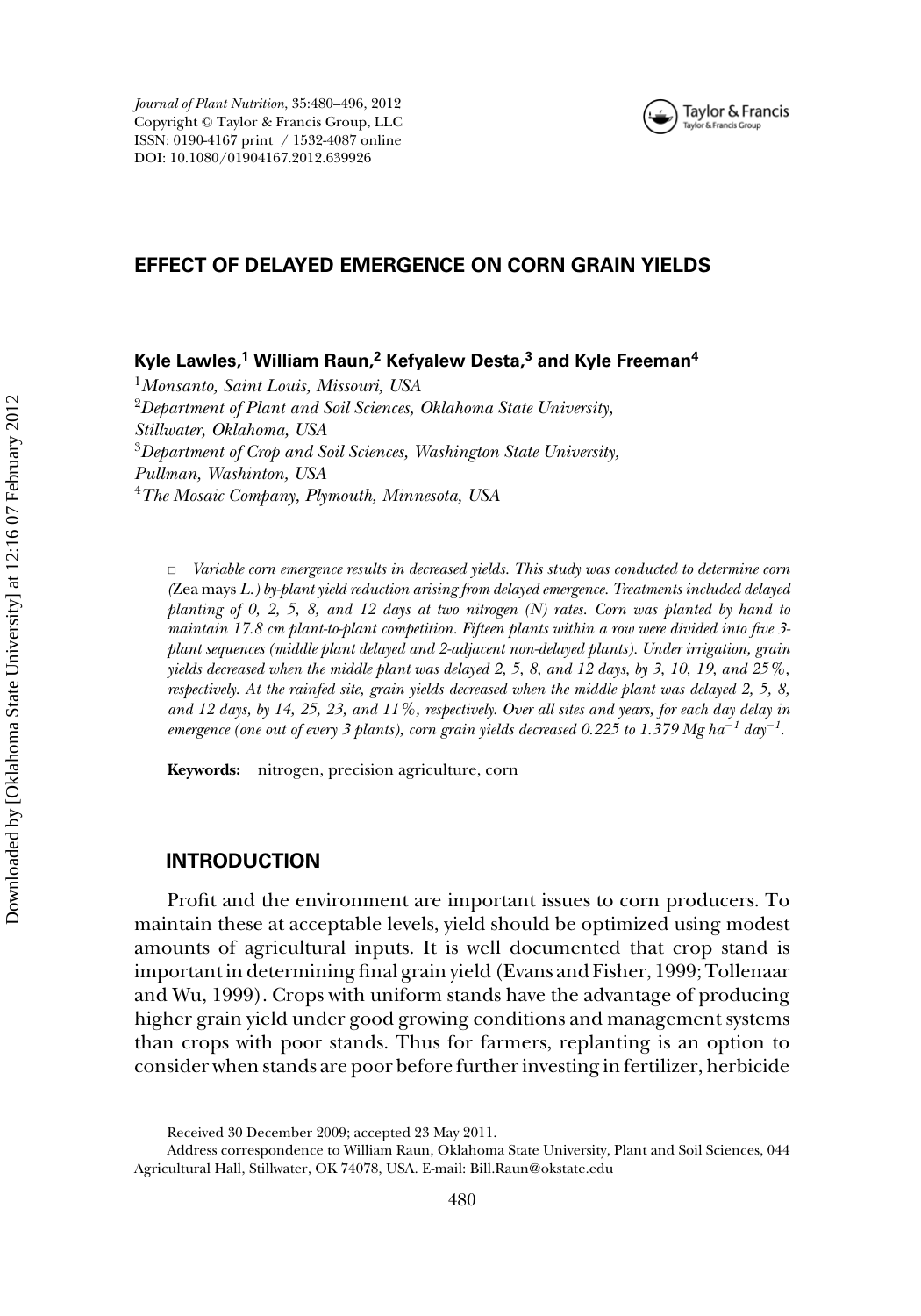# EFFECT OF DELAYED EMERGENCE ON CORN GRAIN YIELDS

**Kyle Lawles,[1] William Raun,[2] Kefyalew Desta,[3] and Kyle Freeman[4]**

[1] *Monsanto, Saint Louis, Missouri, USA*
[2] *Department of Plant and Soil Sciences, Oklahoma State University, Stillwater, Oklahoma, USA*
[3] *Department of Crop and Soil Sciences, Washington State University, Pullman, Washinton, USA*
[4] *The Mosaic Company, Plymouth, Minnesota, USA*

□ *Variable corn emergence results in decreased yields. This study was conducted to determine corn (*Zea mays *L.) by-plant yield reduction arising from delayed emergence. Treatments included delayed planting of 0, 2, 5, 8, and 12 days at two nitrogen (N) rates. Corn was planted by hand to maintain 17.8 cm plant-to-plant competition. Fifteen plants within a row were divided into five 3-plant sequences (middle plant delayed and 2-adjacent non-delayed plants). Under irrigation, grain yields decreased when the middle plant was delayed 2, 5, 8, and 12 days, by 3, 10, 19, and 25%, respectively. At the rainfed site, grain yields decreased when the middle plant was delayed 2, 5, 8, and 12 days, by 14, 25, 23, and 11%, respectively. Over all sites and years, for each day delay in emergence (one out of every 3 plants), corn grain yields decreased 0.225 to 1.379 Mg ha$^{-1}$ day$^{-1}$.*

**Keywords:** nitrogen, precision agriculture, corn

## INTRODUCTION

Profit and the environment are important issues to corn producers. To maintain these at acceptable levels, yield should be optimized using modest amounts of agricultural inputs. It is well documented that crop stand is important in determining final grain yield (Evans and Fisher, 1999; Tollenaar and Wu, 1999). Crops with uniform stands have the advantage of producing higher grain yield under good growing conditions and management systems than crops with poor stands. Thus for farmers, replanting is an option to consider when stands are poor before further investing in fertilizer, herbicide

Received 30 December 2009; accepted 23 May 2011.

Address correspondence to William Raun, Oklahoma State University, Plant and Soil Sciences, 044 Agricultural Hall, Stillwater, OK 74078, USA. E-mail: Bill.Raun@okstate.edu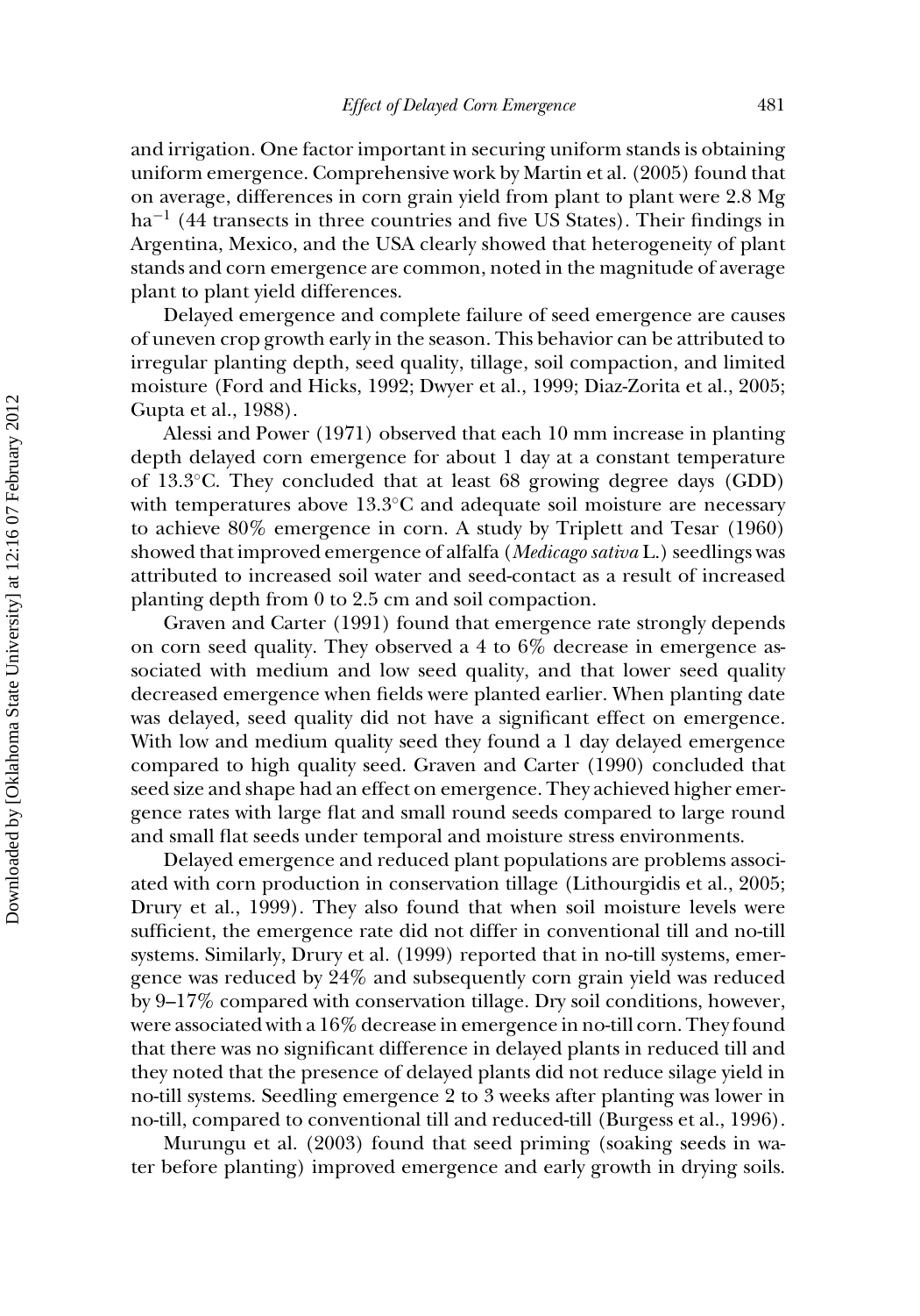and irrigation. One factor important in securing uniform stands is obtaining uniform emergence. Comprehensive work by Martin et al. (2005) found that on average, differences in corn grain yield from plant to plant were 2.8 Mg $ha^{-1}$ (44 transects in three countries and five US States). Their findings in Argentina, Mexico, and the USA clearly showed that heterogeneity of plant stands and corn emergence are common, noted in the magnitude of average plant to plant yield differences.

Delayed emergence and complete failure of seed emergence are causes of uneven crop growth early in the season. This behavior can be attributed to irregular planting depth, seed quality, tillage, soil compaction, and limited moisture (Ford and Hicks, 1992; Dwyer et al., 1999; Diaz-Zorita et al., 2005; Gupta et al., 1988).

Alessi and Power (1971) observed that each 10 mm increase in planting depth delayed corn emergence for about 1 day at a constant temperature of 13.3°C. They concluded that at least 68 growing degree days (GDD) with temperatures above 13.3°C and adequate soil moisture are necessary to achieve 80% emergence in corn. A study by Triplett and Tesar (1960) showed that improved emergence of alfalfa (*Medicago sativa* L.) seedlings was attributed to increased soil water and seed-contact as a result of increased planting depth from 0 to 2.5 cm and soil compaction.

Graven and Carter (1991) found that emergence rate strongly depends on corn seed quality. They observed a 4 to 6% decrease in emergence associated with medium and low seed quality, and that lower seed quality decreased emergence when fields were planted earlier. When planting date was delayed, seed quality did not have a significant effect on emergence. With low and medium quality seed they found a 1 day delayed emergence compared to high quality seed. Graven and Carter (1990) concluded that seed size and shape had an effect on emergence. They achieved higher emergence rates with large flat and small round seeds compared to large round and small flat seeds under temporal and moisture stress environments.

Delayed emergence and reduced plant populations are problems associated with corn production in conservation tillage (Lithourgidis et al., 2005; Drury et al., 1999). They also found that when soil moisture levels were sufficient, the emergence rate did not differ in conventional till and no-till systems. Similarly, Drury et al. (1999) reported that in no-till systems, emergence was reduced by 24% and subsequently corn grain yield was reduced by 9–17% compared with conservation tillage. Dry soil conditions, however, were associated with a 16% decrease in emergence in no-till corn. They found that there was no significant difference in delayed plants in reduced till and they noted that the presence of delayed plants did not reduce silage yield in no-till systems. Seedling emergence 2 to 3 weeks after planting was lower in no-till, compared to conventional till and reduced-till (Burgess et al., 1996).

Murungu et al. (2003) found that seed priming (soaking seeds in water before planting) improved emergence and early growth in drying soils.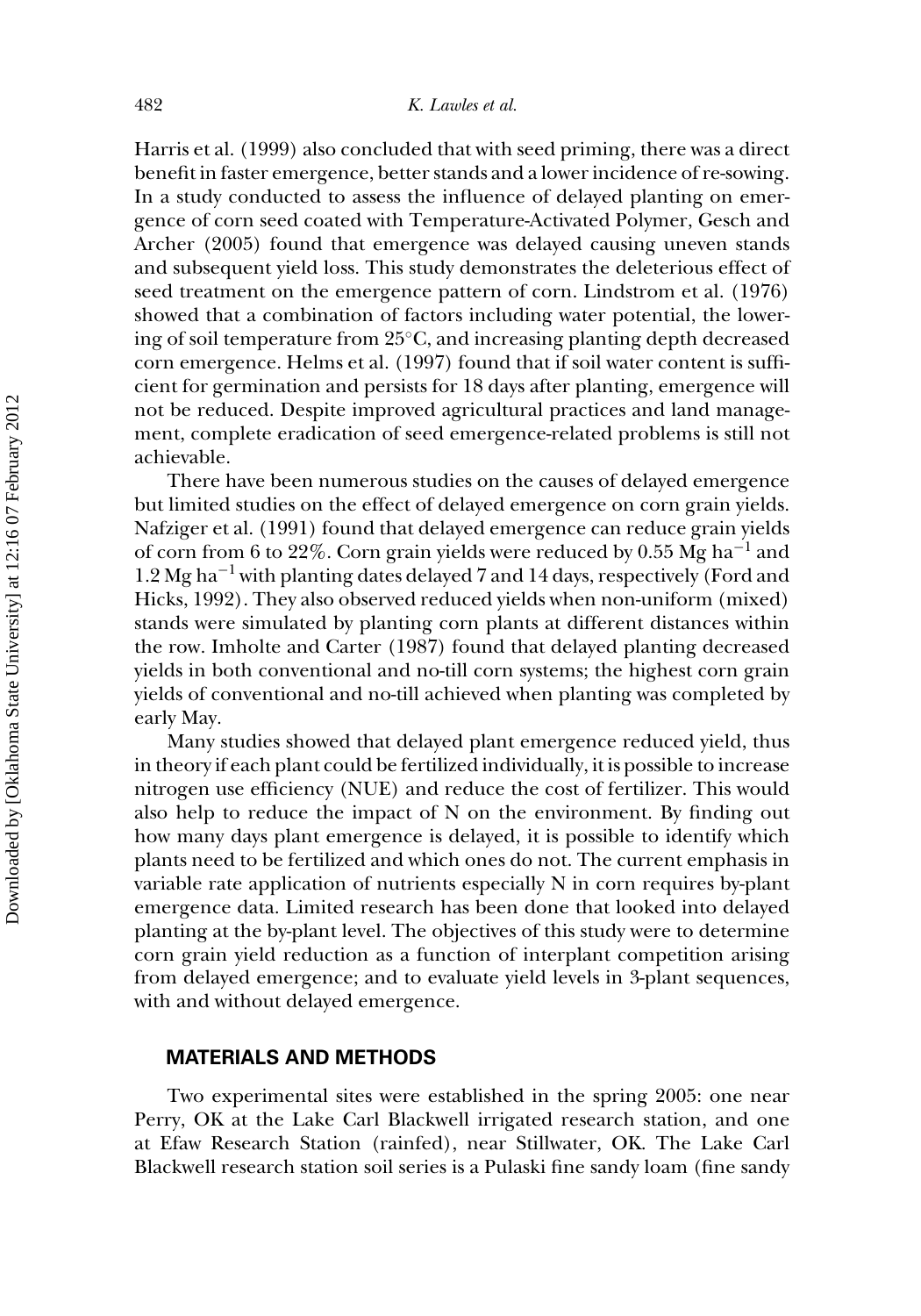Harris et al. (1999) also concluded that with seed priming, there was a direct benefit in faster emergence, better stands and a lower incidence of re-sowing. In a study conducted to assess the influence of delayed planting on emergence of corn seed coated with Temperature-Activated Polymer, Gesch and Archer (2005) found that emergence was delayed causing uneven stands and subsequent yield loss. This study demonstrates the deleterious effect of seed treatment on the emergence pattern of corn. Lindstrom et al. (1976) showed that a combination of factors including water potential, the lowering of soil temperature from 25°C, and increasing planting depth decreased corn emergence. Helms et al. (1997) found that if soil water content is sufficient for germination and persists for 18 days after planting, emergence will not be reduced. Despite improved agricultural practices and land management, complete eradication of seed emergence-related problems is still not achievable.

There have been numerous studies on the causes of delayed emergence but limited studies on the effect of delayed emergence on corn grain yields. Nafziger et al. (1991) found that delayed emergence can reduce grain yields of corn from 6 to 22%. Corn grain yields were reduced by 0.55 Mg $ha^{-1}$ and 1.2 Mg $ha^{-1}$ with planting dates delayed 7 and 14 days, respectively (Ford and Hicks, 1992). They also observed reduced yields when non-uniform (mixed) stands were simulated by planting corn plants at different distances within the row. Imholte and Carter (1987) found that delayed planting decreased yields in both conventional and no-till corn systems; the highest corn grain yields of conventional and no-till achieved when planting was completed by early May.

Many studies showed that delayed plant emergence reduced yield, thus in theory if each plant could be fertilized individually, it is possible to increase nitrogen use efficiency (NUE) and reduce the cost of fertilizer. This would also help to reduce the impact of N on the environment. By finding out how many days plant emergence is delayed, it is possible to identify which plants need to be fertilized and which ones do not. The current emphasis in variable rate application of nutrients especially N in corn requires by-plant emergence data. Limited research has been done that looked into delayed planting at the by-plant level. The objectives of this study were to determine corn grain yield reduction as a function of interplant competition arising from delayed emergence; and to evaluate yield levels in 3-plant sequences, with and without delayed emergence.

## MATERIALS AND METHODS

Two experimental sites were established in the spring 2005: one near Perry, OK at the Lake Carl Blackwell irrigated research station, and one at Efaw Research Station (rainfed), near Stillwater, OK. The Lake Carl Blackwell research station soil series is a Pulaski fine sandy loam (fine sandy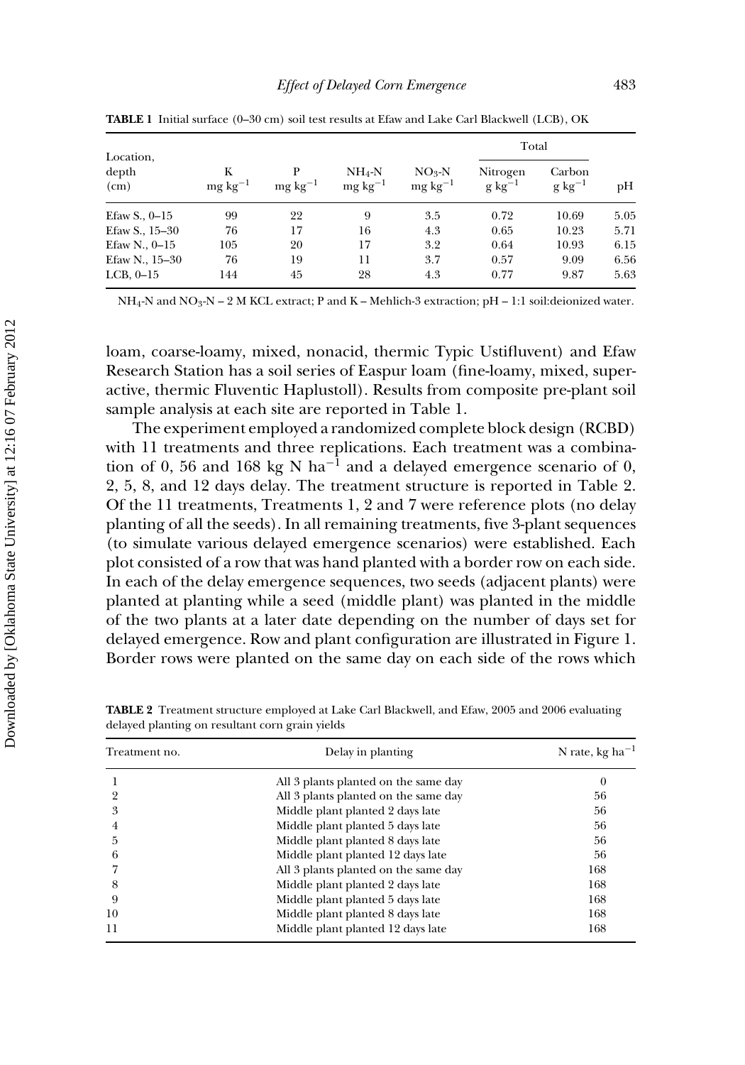**TABLE 1** Initial surface (0–30 cm) soil test results at Efaw and Lake Carl Blackwell (LCB), OK

| Location, depth (cm) | K $mg\ kg^{-1}$ | P $mg\ kg^{-1}$ | $NH_4$-N $mg\ kg^{-1}$ | $NO_3$-N $mg\ kg^{-1}$ | Total Nitrogen $g\ kg^{-1}$ | Total Carbon $g\ kg^{-1}$ | pH |
|---|---|---|---|---|---|---|---|
| Efaw S., 0–15 | 99 | 22 | 9 | 3.5 | 0.72 | 10.69 | 5.05 |
| Efaw S., 15–30 | 76 | 17 | 16 | 4.3 | 0.65 | 10.23 | 5.71 |
| Efaw N., 0–15 | 105 | 20 | 17 | 3.2 | 0.64 | 10.93 | 6.15 |
| Efaw N., 15–30 | 76 | 19 | 11 | 3.7 | 0.57 | 9.09 | 6.56 |
| LCB, 0–15 | 144 | 45 | 28 | 4.3 | 0.77 | 9.87 | 5.63 |

$NH_4$-N and $NO_3$-N – 2 M KCL extract; P and K – Mehlich-3 extraction; pH – 1:1 soil:deionized water.

loam, coarse-loamy, mixed, nonacid, thermic Typic Ustifluvent) and Efaw Research Station has a soil series of Easpur loam (fine-loamy, mixed, superactive, thermic Fluventic Haplustoll). Results from composite pre-plant soil sample analysis at each site are reported in Table 1.

The experiment employed a randomized complete block design (RCBD) with 11 treatments and three replications. Each treatment was a combination of 0, 56 and 168 kg N $ha^{-1}$ and a delayed emergence scenario of 0, 2, 5, 8, and 12 days delay. The treatment structure is reported in Table 2. Of the 11 treatments, Treatments 1, 2 and 7 were reference plots (no delay planting of all the seeds). In all remaining treatments, five 3-plant sequences (to simulate various delayed emergence scenarios) were established. Each plot consisted of a row that was hand planted with a border row on each side. In each of the delay emergence sequences, two seeds (adjacent plants) were planted at planting while a seed (middle plant) was planted in the middle of the two plants at a later date depending on the number of days set for delayed emergence. Row and plant configuration are illustrated in Figure 1. Border rows were planted on the same day on each side of the rows which

**TABLE 2** Treatment structure employed at Lake Carl Blackwell, and Efaw, 2005 and 2006 evaluating delayed planting on resultant corn grain yields

| Treatment no. | Delay in planting | N rate, kg $ha^{-1}$ |
|---|---|---|
| 1 | All 3 plants planted on the same day | 0 |
| 2 | All 3 plants planted on the same day | 56 |
| 3 | Middle plant planted 2 days late | 56 |
| 4 | Middle plant planted 5 days late | 56 |
| 5 | Middle plant planted 8 days late | 56 |
| 6 | Middle plant planted 12 days late | 56 |
| 7 | All 3 plants planted on the same day | 168 |
| 8 | Middle plant planted 2 days late | 168 |
| 9 | Middle plant planted 5 days late | 168 |
| 10 | Middle plant planted 8 days late | 168 |
| 11 | Middle plant planted 12 days late | 168 |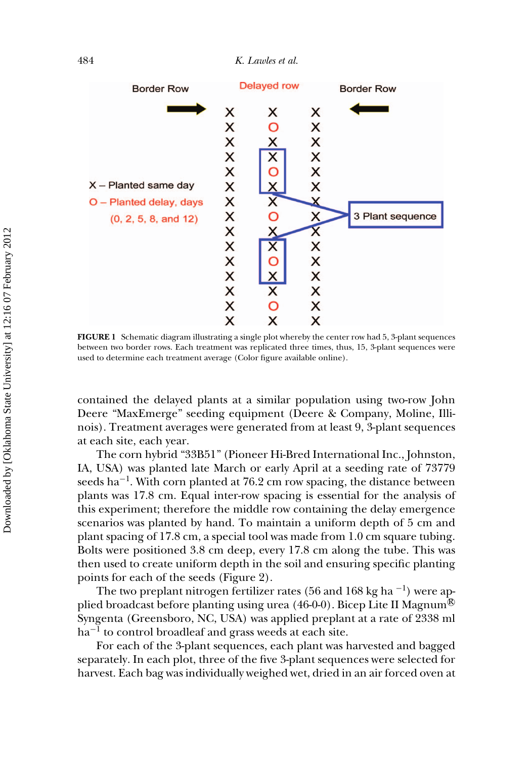FIGURE 1 Schematic diagram illustrating a single plot whereby the center row had 5, 3-plant sequences between two border rows. Each treatment was replicated three times, thus, 15, 3-plant sequences were used to determine each treatment average (Color figure available online).

contained the delayed plants at a similar population using two-row John Deere "MaxEmerge" seeding equipment (Deere & Company, Moline, Illinois). Treatment averages were generated from at least 9, 3-plant sequences at each site, each year.

The corn hybrid "33B51" (Pioneer Hi-Bred International Inc., Johnston, IA, USA) was planted late March or early April at a seeding rate of 73779 seeds ha$^{-1}$. With corn planted at 76.2 cm row spacing, the distance between plants was 17.8 cm. Equal inter-row spacing is essential for the analysis of this experiment; therefore the middle row containing the delay emergence scenarios was planted by hand. To maintain a uniform depth of 5 cm and plant spacing of 17.8 cm, a special tool was made from 1.0 cm square tubing. Bolts were positioned 3.8 cm deep, every 17.8 cm along the tube. This was then used to create uniform depth in the soil and ensuring specific planting points for each of the seeds (Figure 2).

The two preplant nitrogen fertilizer rates (56 and 168 kg ha$^{-1}$) were applied broadcast before planting using urea (46-0-0). Bicep Lite II Magnum® Syngenta (Greensboro, NC, USA) was applied preplant at a rate of 2338 ml ha$^{-1}$ to control broadleaf and grass weeds at each site.

For each of the 3-plant sequences, each plant was harvested and bagged separately. In each plot, three of the five 3-plant sequences were selected for harvest. Each bag was individually weighed wet, dried in an air forced oven at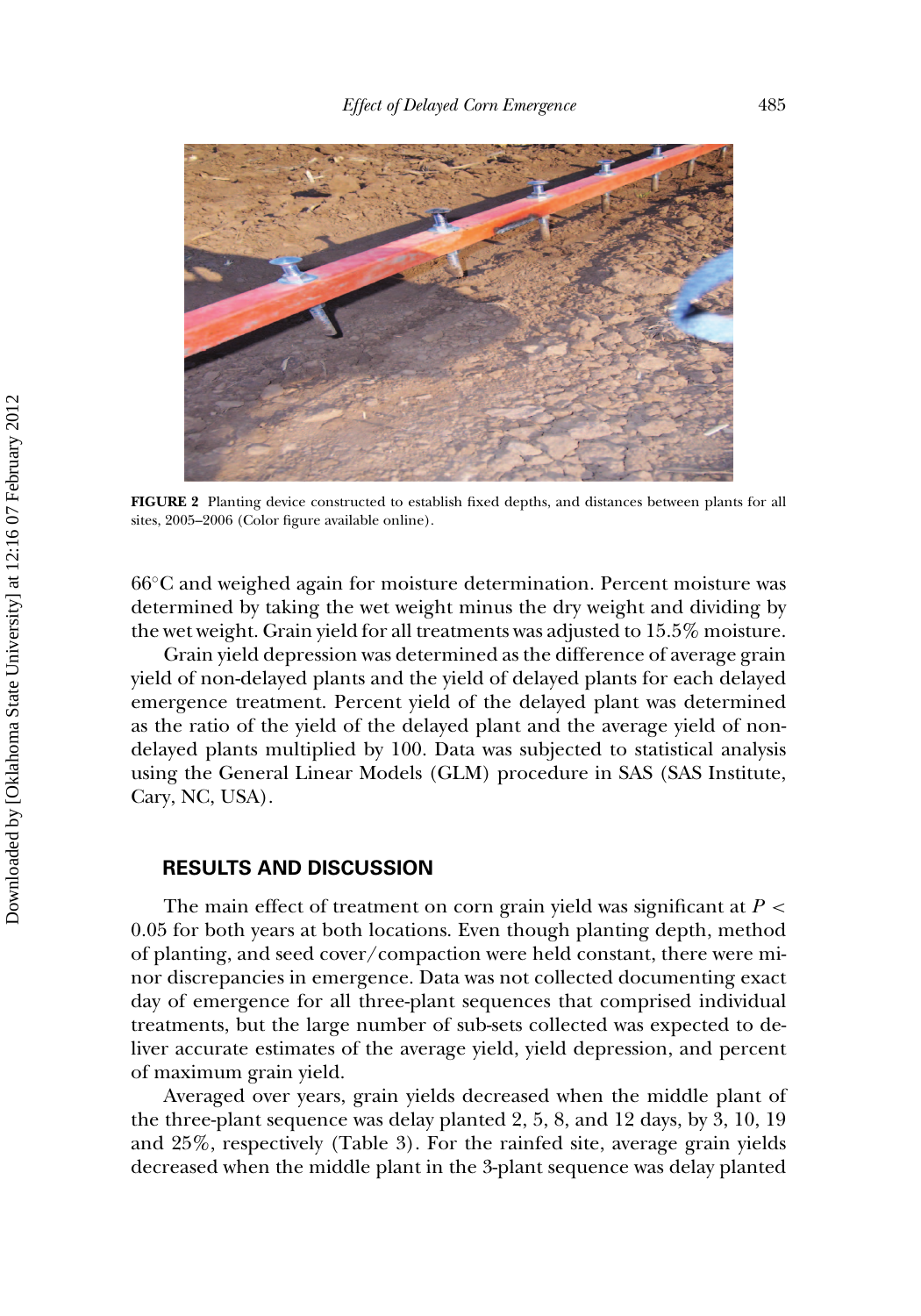**FIGURE 2** Planting device constructed to establish fixed depths, and distances between plants for all sites, 2005–2006 (Color figure available online).

66°C and weighed again for moisture determination. Percent moisture was determined by taking the wet weight minus the dry weight and dividing by the wet weight. Grain yield for all treatments was adjusted to 15.5% moisture.

Grain yield depression was determined as the difference of average grain yield of non-delayed plants and the yield of delayed plants for each delayed emergence treatment. Percent yield of the delayed plant was determined as the ratio of the yield of the delayed plant and the average yield of non-delayed plants multiplied by 100. Data was subjected to statistical analysis using the General Linear Models (GLM) procedure in SAS (SAS Institute, Cary, NC, USA).

## RESULTS AND DISCUSSION

The main effect of treatment on corn grain yield was significant at $P < 0.05$ for both years at both locations. Even though planting depth, method of planting, and seed cover/compaction were held constant, there were minor discrepancies in emergence. Data was not collected documenting exact day of emergence for all three-plant sequences that comprised individual treatments, but the large number of sub-sets collected was expected to deliver accurate estimates of the average yield, yield depression, and percent of maximum grain yield.

Averaged over years, grain yields decreased when the middle plant of the three-plant sequence was delay planted 2, 5, 8, and 12 days, by 3, 10, 19 and 25%, respectively (Table 3). For the rainfed site, average grain yields decreased when the middle plant in the 3-plant sequence was delay planted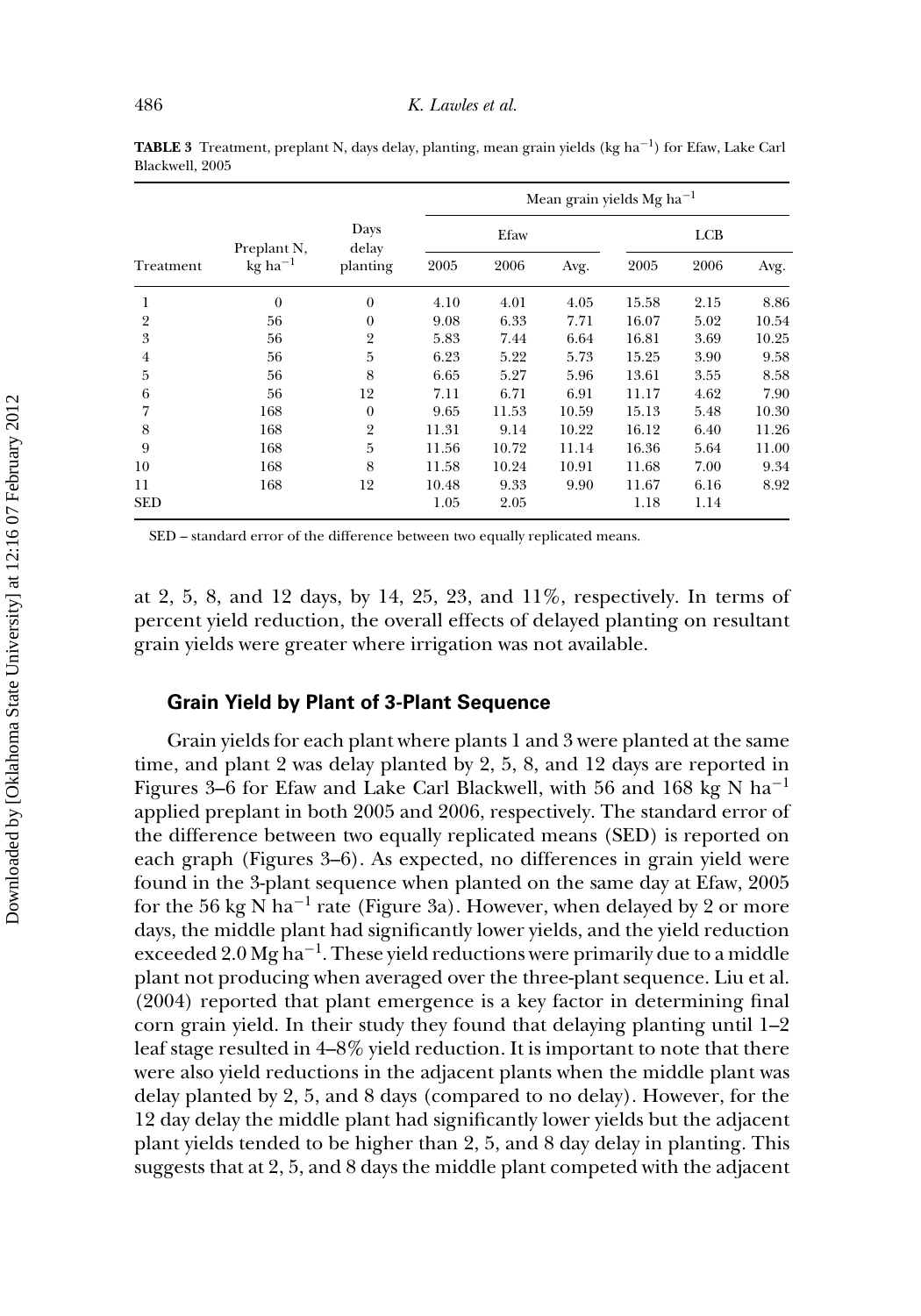**TABLE 3** Treatment, preplant N, days delay, planting, mean grain yields (kg ha$^{-1}$) for Efaw, Lake Carl Blackwell, 2005

| | | | Mean grain yields Mg ha$^{-1}$ | | | | | |
|---|---|---|---|---|---|---|---|---|
| | | | Efaw | | | LCB | | |
| Treatment | Preplant N, kg ha$^{-1}$ | Days delay planting | 2005 | 2006 | Avg. | 2005 | 2006 | Avg. |
| 1 | 0 | 0 | 4.10 | 4.01 | 4.05 | 15.58 | 2.15 | 8.86 |
| 2 | 56 | 0 | 9.08 | 6.33 | 7.71 | 16.07 | 5.02 | 10.54 |
| 3 | 56 | 2 | 5.83 | 7.44 | 6.64 | 16.81 | 3.69 | 10.25 |
| 4 | 56 | 5 | 6.23 | 5.22 | 5.73 | 15.25 | 3.90 | 9.58 |
| 5 | 56 | 8 | 6.65 | 5.27 | 5.96 | 13.61 | 3.55 | 8.58 |
| 6 | 56 | 12 | 7.11 | 6.71 | 6.91 | 11.17 | 4.62 | 7.90 |
| 7 | 168 | 0 | 9.65 | 11.53 | 10.59 | 15.13 | 5.48 | 10.30 |
| 8 | 168 | 2 | 11.31 | 9.14 | 10.22 | 16.12 | 6.40 | 11.26 |
| 9 | 168 | 5 | 11.56 | 10.72 | 11.14 | 16.36 | 5.64 | 11.00 |
| 10 | 168 | 8 | 11.58 | 10.24 | 10.91 | 11.68 | 7.00 | 9.34 |
| 11 | 168 | 12 | 10.48 | 9.33 | 9.90 | 11.67 | 6.16 | 8.92 |
| SED | | | 1.05 | 2.05 | | 1.18 | 1.14 | |

SED – standard error of the difference between two equally replicated means.

at 2, 5, 8, and 12 days, by 14, 25, 23, and 11%, respectively. In terms of percent yield reduction, the overall effects of delayed planting on resultant grain yields were greater where irrigation was not available.

## Grain Yield by Plant of 3-Plant Sequence

Grain yields for each plant where plants 1 and 3 were planted at the same time, and plant 2 was delay planted by 2, 5, 8, and 12 days are reported in Figures 3–6 for Efaw and Lake Carl Blackwell, with 56 and 168 kg N ha$^{-1}$ applied preplant in both 2005 and 2006, respectively. The standard error of the difference between two equally replicated means (SED) is reported on each graph (Figures 3–6). As expected, no differences in grain yield were found in the 3-plant sequence when planted on the same day at Efaw, 2005 for the 56 kg N ha$^{-1}$ rate (Figure 3a). However, when delayed by 2 or more days, the middle plant had significantly lower yields, and the yield reduction exceeded 2.0 Mg ha$^{-1}$. These yield reductions were primarily due to a middle plant not producing when averaged over the three-plant sequence. Liu et al. (2004) reported that plant emergence is a key factor in determining final corn grain yield. In their study they found that delaying planting until 1–2 leaf stage resulted in 4–8% yield reduction. It is important to note that there were also yield reductions in the adjacent plants when the middle plant was delay planted by 2, 5, and 8 days (compared to no delay). However, for the 12 day delay the middle plant had significantly lower yields but the adjacent plant yields tended to be higher than 2, 5, and 8 day delay in planting. This suggests that at 2, 5, and 8 days the middle plant competed with the adjacent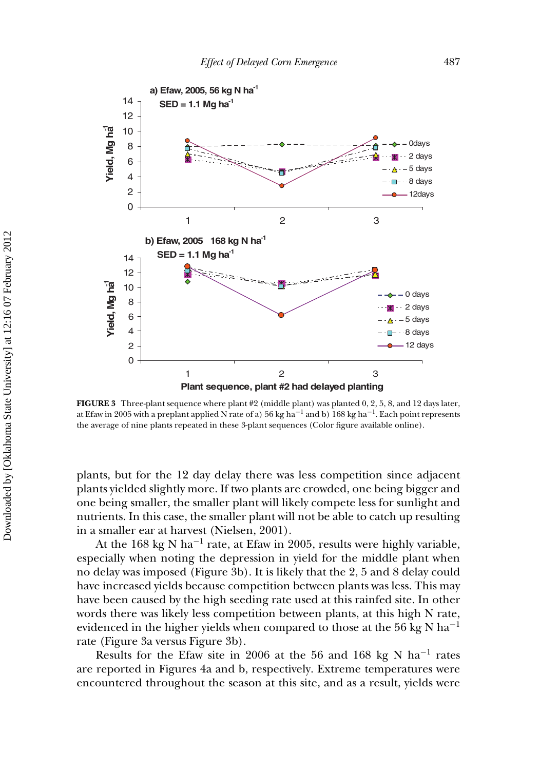**FIGURE 3** Three-plant sequence where plant #2 (middle plant) was planted 0, 2, 5, 8, and 12 days later, at Efaw in 2005 with a preplant applied N rate of a) 56 kg ha$^{-1}$ and b) 168 kg ha$^{-1}$. Each point represents the average of nine plants repeated in these 3-plant sequences (Color figure available online).

plants, but for the 12 day delay there was less competition since adjacent plants yielded slightly more. If two plants are crowded, one being bigger and one being smaller, the smaller plant will likely compete less for sunlight and nutrients. In this case, the smaller plant will not be able to catch up resulting in a smaller ear at harvest (Nielsen, 2001).

At the 168 kg N ha$^{-1}$ rate, at Efaw in 2005, results were highly variable, especially when noting the depression in yield for the middle plant when no delay was imposed (Figure 3b). It is likely that the 2, 5 and 8 delay could have increased yields because competition between plants was less. This may have been caused by the high seeding rate used at this rainfed site. In other words there was likely less competition between plants, at this high N rate, evidenced in the higher yields when compared to those at the 56 kg N ha$^{-1}$ rate (Figure 3a versus Figure 3b).

Results for the Efaw site in 2006 at the 56 and 168 kg N ha$^{-1}$ rates are reported in Figures 4a and b, respectively. Extreme temperatures were encountered throughout the season at this site, and as a result, yields were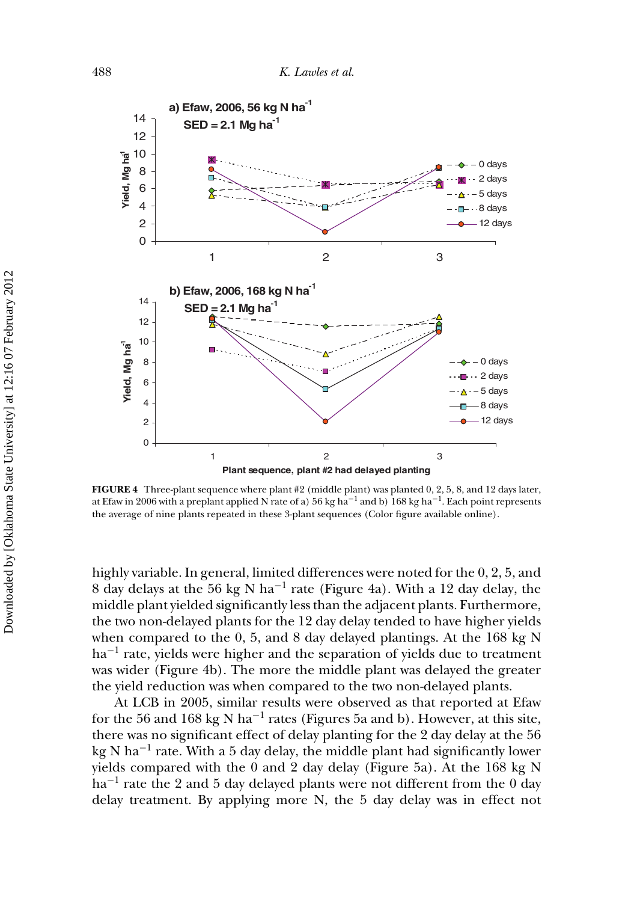**FIGURE 4** Three-plant sequence where plant #2 (middle plant) was planted 0, 2, 5, 8, and 12 days later, at Efaw in 2006 with a preplant applied N rate of a) 56 kg ha$^{-1}$ and b) 168 kg ha$^{-1}$. Each point represents the average of nine plants repeated in these 3-plant sequences (Color figure available online).

highly variable. In general, limited differences were noted for the 0, 2, 5, and 8 day delays at the 56 kg N ha$^{-1}$ rate (Figure 4a). With a 12 day delay, the middle plant yielded significantly less than the adjacent plants. Furthermore, the two non-delayed plants for the 12 day delay tended to have higher yields when compared to the 0, 5, and 8 day delayed plantings. At the 168 kg N ha$^{-1}$ rate, yields were higher and the separation of yields due to treatment was wider (Figure 4b). The more the middle plant was delayed the greater the yield reduction was when compared to the two non-delayed plants.

At LCB in 2005, similar results were observed as that reported at Efaw for the 56 and 168 kg N ha$^{-1}$ rates (Figures 5a and b). However, at this site, there was no significant effect of delay planting for the 2 day delay at the 56 kg N ha$^{-1}$ rate. With a 5 day delay, the middle plant had significantly lower yields compared with the 0 and 2 day delay (Figure 5a). At the 168 kg N ha$^{-1}$ rate the 2 and 5 day delayed plants were not different from the 0 day delay treatment. By applying more N, the 5 day delay was in effect not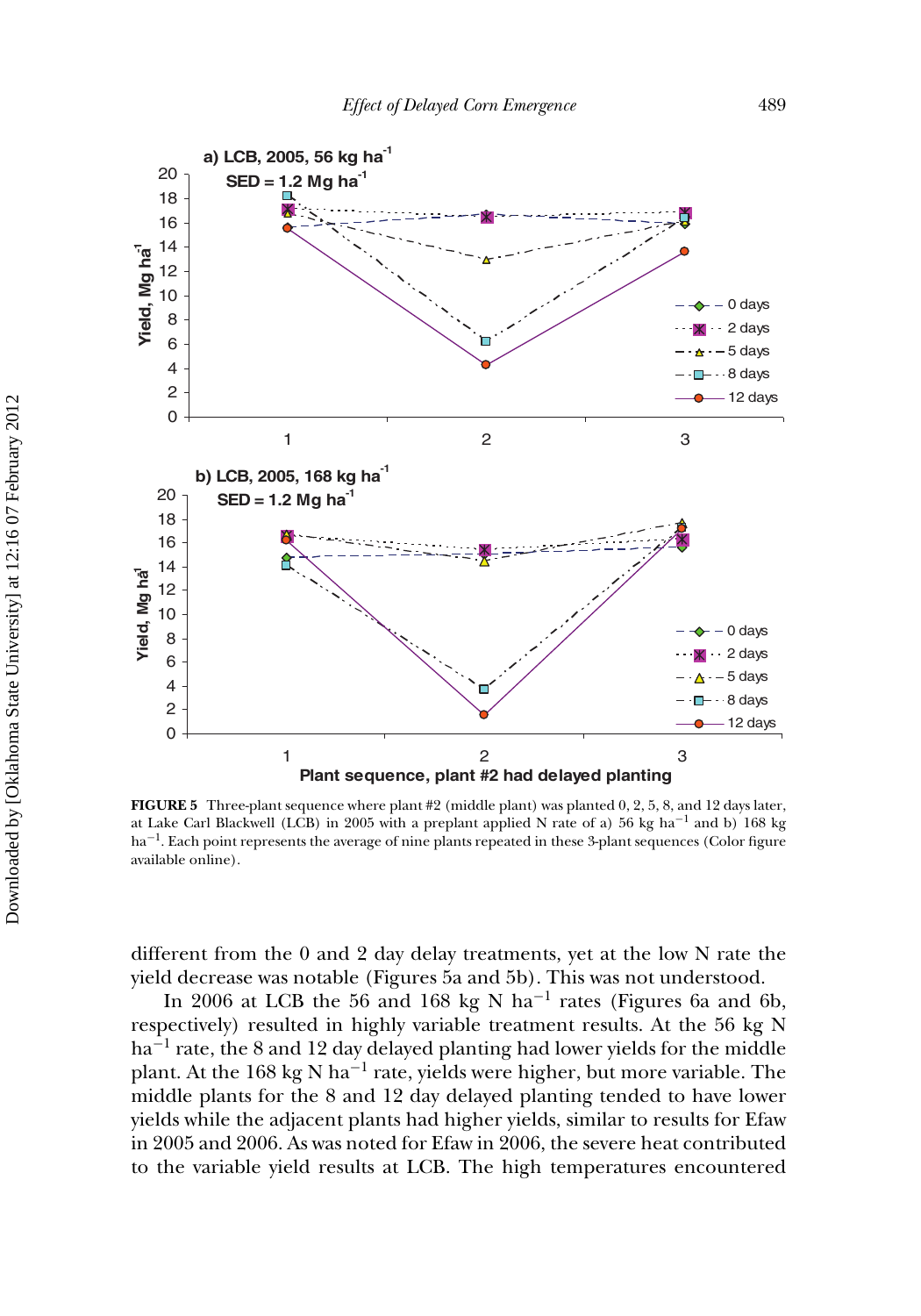FIGURE 5 Three-plant sequence where plant #2 (middle plant) was planted 0, 2, 5, 8, and 12 days later, at Lake Carl Blackwell (LCB) in 2005 with a preplant applied N rate of a) 56 kg ha$^{-1}$ and b) 168 kg ha$^{-1}$. Each point represents the average of nine plants repeated in these 3-plant sequences (Color figure available online).

different from the 0 and 2 day delay treatments, yet at the low N rate the yield decrease was notable (Figures 5a and 5b). This was not understood.

In 2006 at LCB the 56 and 168 kg N ha$^{-1}$ rates (Figures 6a and 6b, respectively) resulted in highly variable treatment results. At the 56 kg N ha$^{-1}$ rate, the 8 and 12 day delayed planting had lower yields for the middle plant. At the 168 kg N ha$^{-1}$ rate, yields were higher, but more variable. The middle plants for the 8 and 12 day delayed planting tended to have lower yields while the adjacent plants had higher yields, similar to results for Efaw in 2005 and 2006. As was noted for Efaw in 2006, the severe heat contributed to the variable yield results at LCB. The high temperatures encountered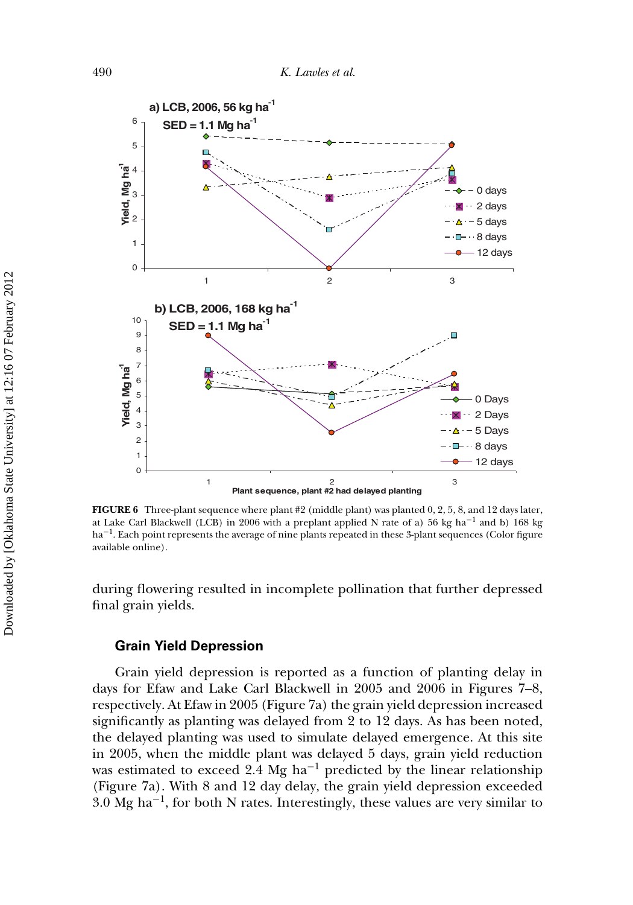**FIGURE 6** Three-plant sequence where plant #2 (middle plant) was planted 0, 2, 5, 8, and 12 days later, at Lake Carl Blackwell (LCB) in 2006 with a preplant applied N rate of a) 56 kg ha$^{-1}$ and b) 168 kg ha$^{-1}$. Each point represents the average of nine plants repeated in these 3-plant sequences (Color figure available online).

during flowering resulted in incomplete pollination that further depressed final grain yields.

## Grain Yield Depression

Grain yield depression is reported as a function of planting delay in days for Efaw and Lake Carl Blackwell in 2005 and 2006 in Figures 7–8, respectively. At Efaw in 2005 (Figure 7a) the grain yield depression increased significantly as planting was delayed from 2 to 12 days. As has been noted, the delayed planting was used to simulate delayed emergence. At this site in 2005, when the middle plant was delayed 5 days, grain yield reduction was estimated to exceed 2.4 Mg ha$^{-1}$ predicted by the linear relationship (Figure 7a). With 8 and 12 day delay, the grain yield depression exceeded 3.0 Mg ha$^{-1}$, for both N rates. Interestingly, these values are very similar to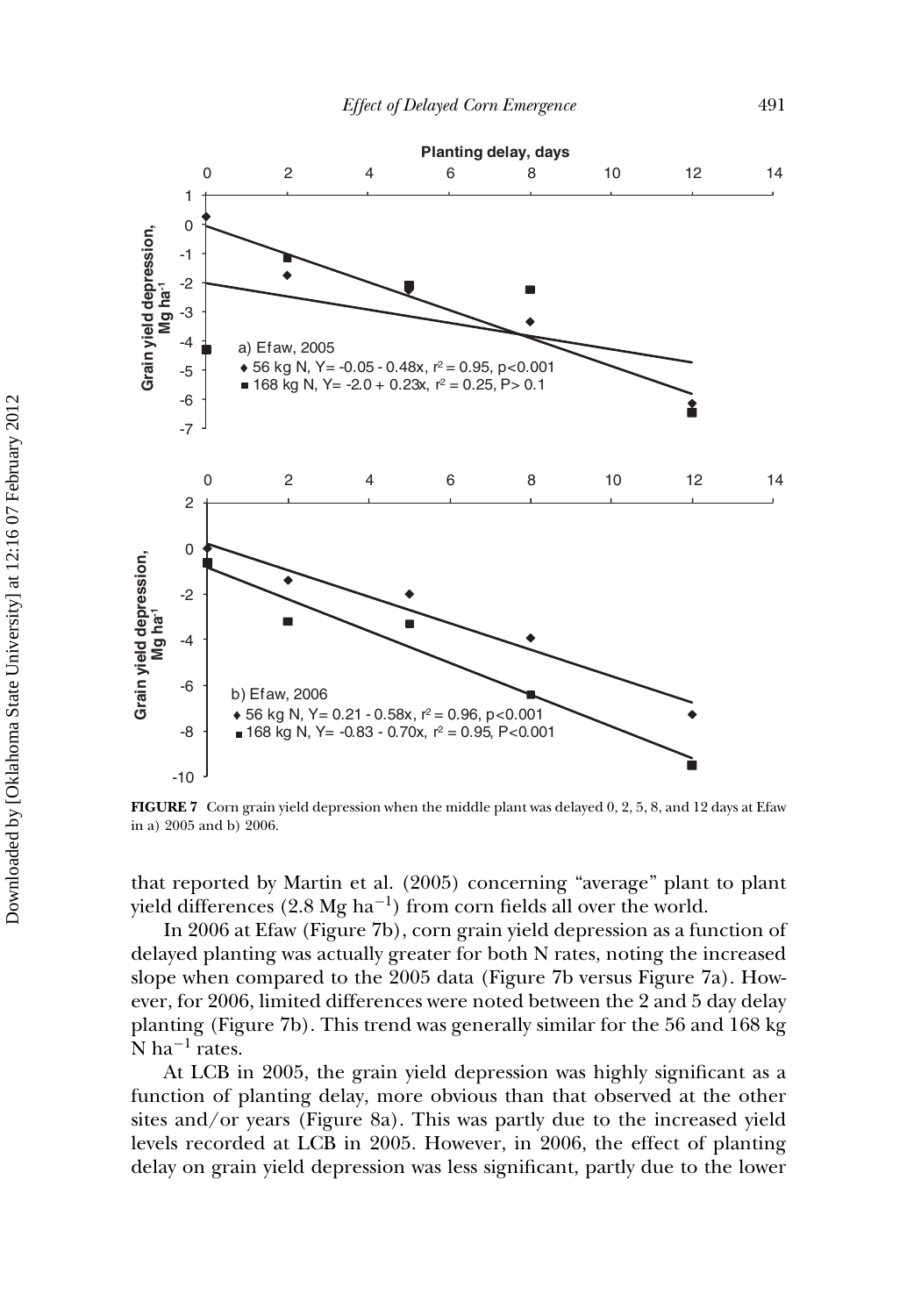**FIGURE 7** Corn grain yield depression when the middle plant was delayed 0, 2, 5, 8, and 12 days at Efaw in a) 2005 and b) 2006.

that reported by Martin et al. (2005) concerning "average" plant to plant yield differences (2.8 Mg ha$^{-1}$) from corn fields all over the world.

In 2006 at Efaw (Figure 7b), corn grain yield depression as a function of delayed planting was actually greater for both N rates, noting the increased slope when compared to the 2005 data (Figure 7b versus Figure 7a). However, for 2006, limited differences were noted between the 2 and 5 day delay planting (Figure 7b). This trend was generally similar for the 56 and 168 kg N ha$^{-1}$ rates.

At LCB in 2005, the grain yield depression was highly significant as a function of planting delay, more obvious than that observed at the other sites and/or years (Figure 8a). This was partly due to the increased yield levels recorded at LCB in 2005. However, in 2006, the effect of planting delay on grain yield depression was less significant, partly due to the lower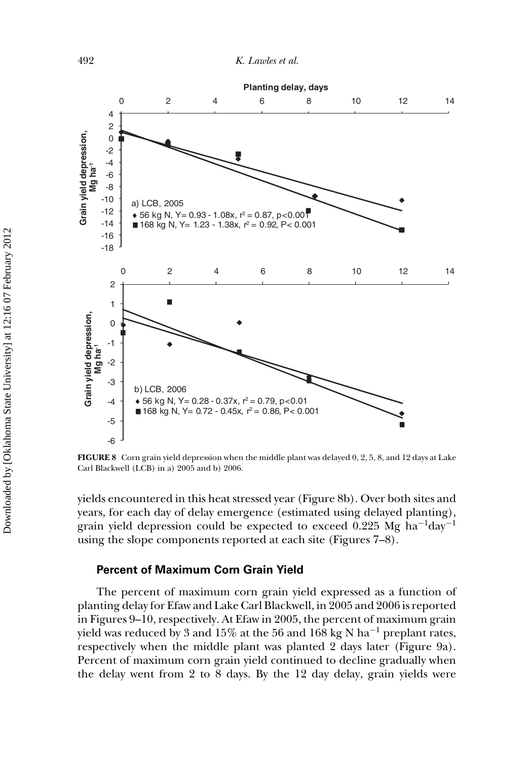**FIGURE 8** Corn grain yield depression when the middle plant was delayed 0, 2, 5, 8, and 12 days at Lake Carl Blackwell (LCB) in a) 2005 and b) 2006.

yields encountered in this heat stressed year (Figure 8b). Over both sites and years, for each day of delay emergence (estimated using delayed planting), grain yield depression could be expected to exceed 0.225 Mg ha$^{-1}$day$^{-1}$ using the slope components reported at each site (Figures 7–8).

## Percent of Maximum Corn Grain Yield

The percent of maximum corn grain yield expressed as a function of planting delay for Efaw and Lake Carl Blackwell, in 2005 and 2006 is reported in Figures 9–10, respectively. At Efaw in 2005, the percent of maximum grain yield was reduced by 3 and 15% at the 56 and 168 kg N ha$^{-1}$ preplant rates, respectively when the middle plant was planted 2 days later (Figure 9a). Percent of maximum corn grain yield continued to decline gradually when the delay went from 2 to 8 days. By the 12 day delay, grain yields were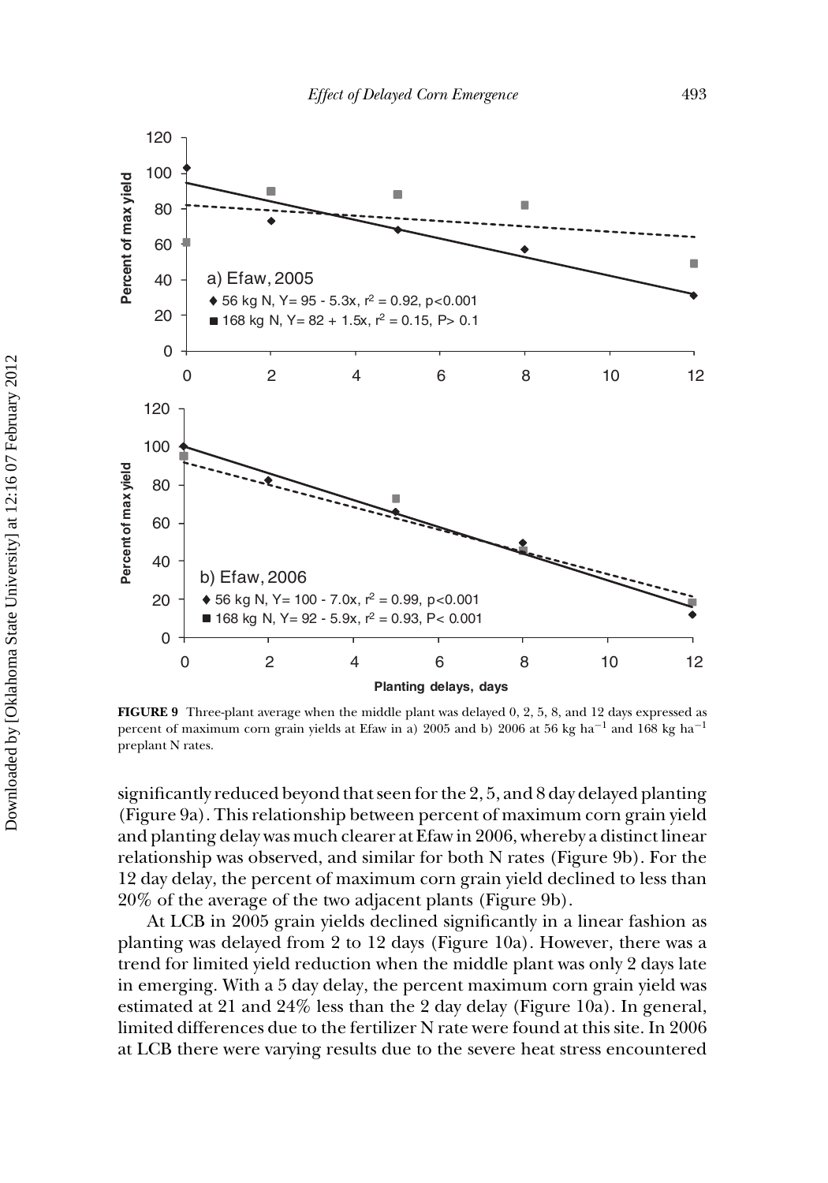**FIGURE 9** Three-plant average when the middle plant was delayed 0, 2, 5, 8, and 12 days expressed as percent of maximum corn grain yields at Efaw in a) 2005 and b) 2006 at 56 kg ha$^{-1}$ and 168 kg ha$^{-1}$ preplant N rates.

significantly reduced beyond that seen for the 2, 5, and 8 day delayed planting (Figure 9a). This relationship between percent of maximum corn grain yield and planting delay was much clearer at Efaw in 2006, whereby a distinct linear relationship was observed, and similar for both N rates (Figure 9b). For the 12 day delay, the percent of maximum corn grain yield declined to less than 20% of the average of the two adjacent plants (Figure 9b).

At LCB in 2005 grain yields declined significantly in a linear fashion as planting was delayed from 2 to 12 days (Figure 10a). However, there was a trend for limited yield reduction when the middle plant was only 2 days late in emerging. With a 5 day delay, the percent maximum corn grain yield was estimated at 21 and 24% less than the 2 day delay (Figure 10a). In general, limited differences due to the fertilizer N rate were found at this site. In 2006 at LCB there were varying results due to the severe heat stress encountered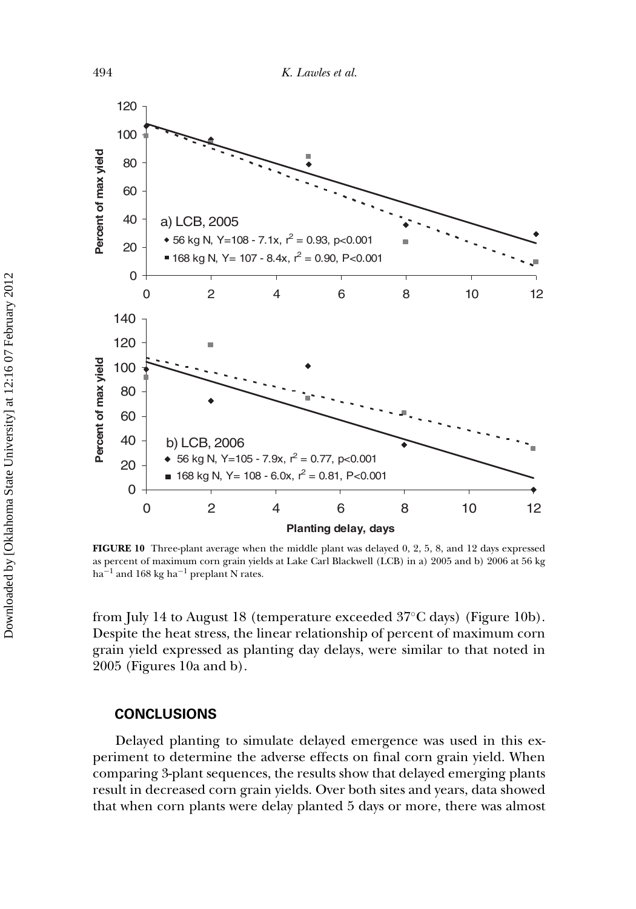**FIGURE 10** Three-plant average when the middle plant was delayed 0, 2, 5, 8, and 12 days expressed as percent of maximum corn grain yields at Lake Carl Blackwell (LCB) in a) 2005 and b) 2006 at 56 kg $ha^{-1}$ and 168 kg $ha^{-1}$ preplant N rates.

from July 14 to August 18 (temperature exceeded 37°C days) (Figure 10b). Despite the heat stress, the linear relationship of percent of maximum corn grain yield expressed as planting day delays, were similar to that noted in 2005 (Figures 10a and b).

## CONCLUSIONS

Delayed planting to simulate delayed emergence was used in this experiment to determine the adverse effects on final corn grain yield. When comparing 3-plant sequences, the results show that delayed emerging plants result in decreased corn grain yields. Over both sites and years, data showed that when corn plants were delay planted 5 days or more, there was almost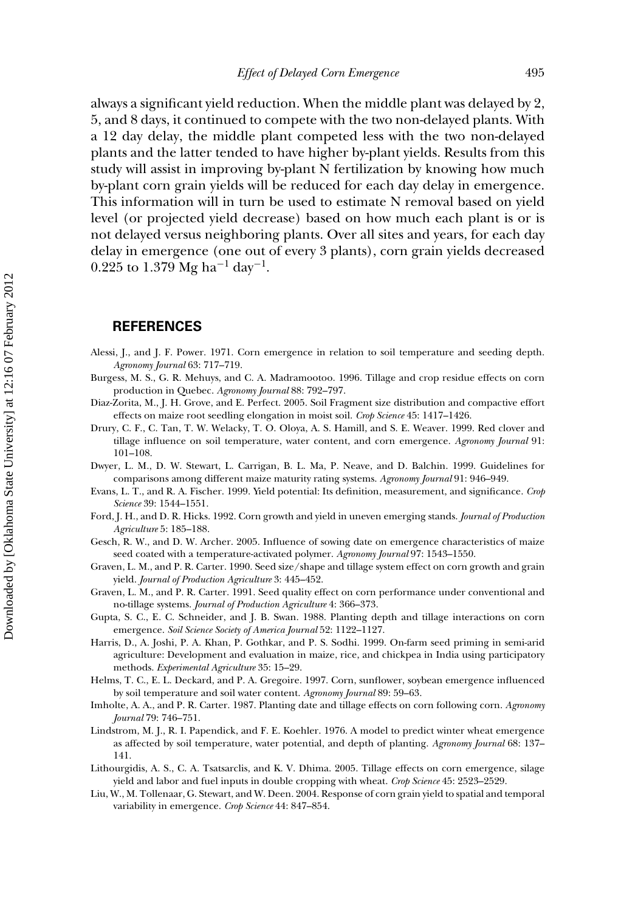always a significant yield reduction. When the middle plant was delayed by 2, 5, and 8 days, it continued to compete with the two non-delayed plants. With a 12 day delay, the middle plant competed less with the two non-delayed plants and the latter tended to have higher by-plant yields. Results from this study will assist in improving by-plant N fertilization by knowing how much by-plant corn grain yields will be reduced for each day delay in emergence. This information will in turn be used to estimate N removal based on yield level (or projected yield decrease) based on how much each plant is or is not delayed versus neighboring plants. Over all sites and years, for each day delay in emergence (one out of every 3 plants), corn grain yields decreased 0.225 to 1.379 Mg $ha^{-1}$ $day^{-1}$.

## REFERENCES

Alessi, J., and J. F. Power. 1971. Corn emergence in relation to soil temperature and seeding depth. *Agronomy Journal* 63: 717–719.

Burgess, M. S., G. R. Mehuys, and C. A. Madramootoo. 1996. Tillage and crop residue effects on corn production in Quebec. *Agronomy Journal* 88: 792–797.

Diaz-Zorita, M., J. H. Grove, and E. Perfect. 2005. Soil Fragment size distribution and compactive effort effects on maize root seedling elongation in moist soil. *Crop Science* 45: 1417–1426.

Drury, C. F., C. Tan, T. W. Welacky, T. O. Oloya, A. S. Hamill, and S. E. Weaver. 1999. Red clover and tillage influence on soil temperature, water content, and corn emergence. *Agronomy Journal* 91: 101–108.

Dwyer, L. M., D. W. Stewart, L. Carrigan, B. L. Ma, P. Neave, and D. Balchin. 1999. Guidelines for comparisons among different maize maturity rating systems. *Agronomy Journal* 91: 946–949.

Evans, L. T., and R. A. Fischer. 1999. Yield potential: Its definition, measurement, and significance. *Crop Science* 39: 1544–1551.

Ford, J. H., and D. R. Hicks. 1992. Corn growth and yield in uneven emerging stands. *Journal of Production Agriculture* 5: 185–188.

Gesch, R. W., and D. W. Archer. 2005. Influence of sowing date on emergence characteristics of maize seed coated with a temperature-activated polymer. *Agronomy Journal* 97: 1543–1550.

Graven, L. M., and P. R. Carter. 1990. Seed size/shape and tillage system effect on corn growth and grain yield. *Journal of Production Agriculture* 3: 445–452.

Graven, L. M., and P. R. Carter. 1991. Seed quality effect on corn performance under conventional and no-tillage systems. *Journal of Production Agriculture* 4: 366–373.

Gupta, S. C., E. C. Schneider, and J. B. Swan. 1988. Planting depth and tillage interactions on corn emergence. *Soil Science Society of America Journal* 52: 1122–1127.

Harris, D., A. Joshi, P. A. Khan, P. Gothkar, and P. S. Sodhi. 1999. On-farm seed priming in semi-arid agriculture: Development and evaluation in maize, rice, and chickpea in India using participatory methods. *Experimental Agriculture* 35: 15–29.

Helms, T. C., E. L. Deckard, and P. A. Gregoire. 1997. Corn, sunflower, soybean emergence influenced by soil temperature and soil water content. *Agronomy Journal* 89: 59–63.

Imholte, A. A., and P. R. Carter. 1987. Planting date and tillage effects on corn following corn. *Agronomy Journal* 79: 746–751.

Lindstrom, M. J., R. I. Papendick, and F. E. Koehler. 1976. A model to predict winter wheat emergence as affected by soil temperature, water potential, and depth of planting. *Agronomy Journal* 68: 137–141.

Lithourgidis, A. S., C. A. Tsatsarclis, and K. V. Dhima. 2005. Tillage effects on corn emergence, silage yield and labor and fuel inputs in double cropping with wheat. *Crop Science* 45: 2523–2529.

Liu, W., M. Tollenaar, G. Stewart, and W. Deen. 2004. Response of corn grain yield to spatial and temporal variability in emergence. *Crop Science* 44: 847–854.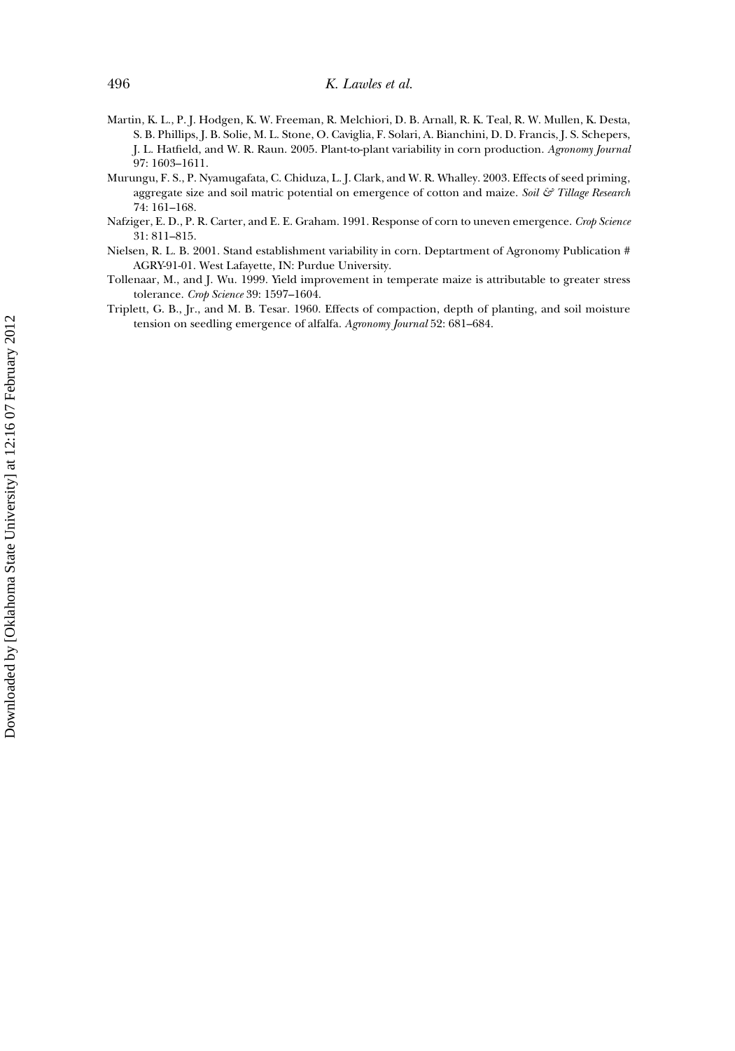Martin, K. L., P. J. Hodgen, K. W. Freeman, R. Melchiori, D. B. Arnall, R. K. Teal, R. W. Mullen, K. Desta, S. B. Phillips, J. B. Solie, M. L. Stone, O. Caviglia, F. Solari, A. Bianchini, D. D. Francis, J. S. Schepers, J. L. Hatfield, and W. R. Raun. 2005. Plant-to-plant variability in corn production. *Agronomy Journal* 97: 1603–1611.

Murungu, F. S., P. Nyamugafata, C. Chiduza, L. J. Clark, and W. R. Whalley. 2003. Effects of seed priming, aggregate size and soil matric potential on emergence of cotton and maize. *Soil & Tillage Research* 74: 161–168.

Nafziger, E. D., P. R. Carter, and E. E. Graham. 1991. Response of corn to uneven emergence. *Crop Science* 31: 811–815.

Nielsen, R. L. B. 2001. Stand establishment variability in corn. Deptartment of Agronomy Publication # AGRY-91-01. West Lafayette, IN: Purdue University.

Tollenaar, M., and J. Wu. 1999. Yield improvement in temperate maize is attributable to greater stress tolerance. *Crop Science* 39: 1597–1604.

Triplett, G. B., Jr., and M. B. Tesar. 1960. Effects of compaction, depth of planting, and soil moisture tension on seedling emergence of alfalfa. *Agronomy Journal* 52: 681–684.